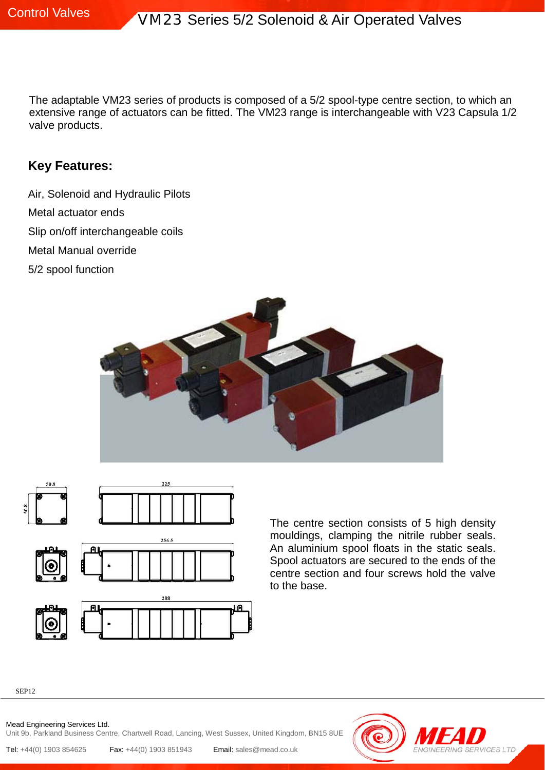# VM23 Series 5/2 Solenoid & Air Operated Valves

The adaptable VM23 series of products is composed of a 5/2 spool-type centre section, to which an extensive range of actuators can be fitted. The VM23 range is interchangeable with V23 Capsula 1/2 valve products.

## Key Features:

Air, Solenoid and Hydraulic Pilots

Metal actuator ends

Slip on/off interchangeable coils

Metal Manual override

5/2 spool function

The centre section consists of 5 high density mouldings, clamping the nitrile rubber seals. An aluminium spool floats in the static seals. Spool actuators are secured to the ends of the centre section and four screws hold the valve to the base.

SEP12

Mead Engineering Services Ltd.
Unit 9b, Parkland Business Centre, Chartwell Road, Lancing, West Sussex, United Kingdom, BN15 8UE

Tel: +44(0) 1903 854625 Fax: +44(0) 1903 851943 Email: sales@mead.co.uk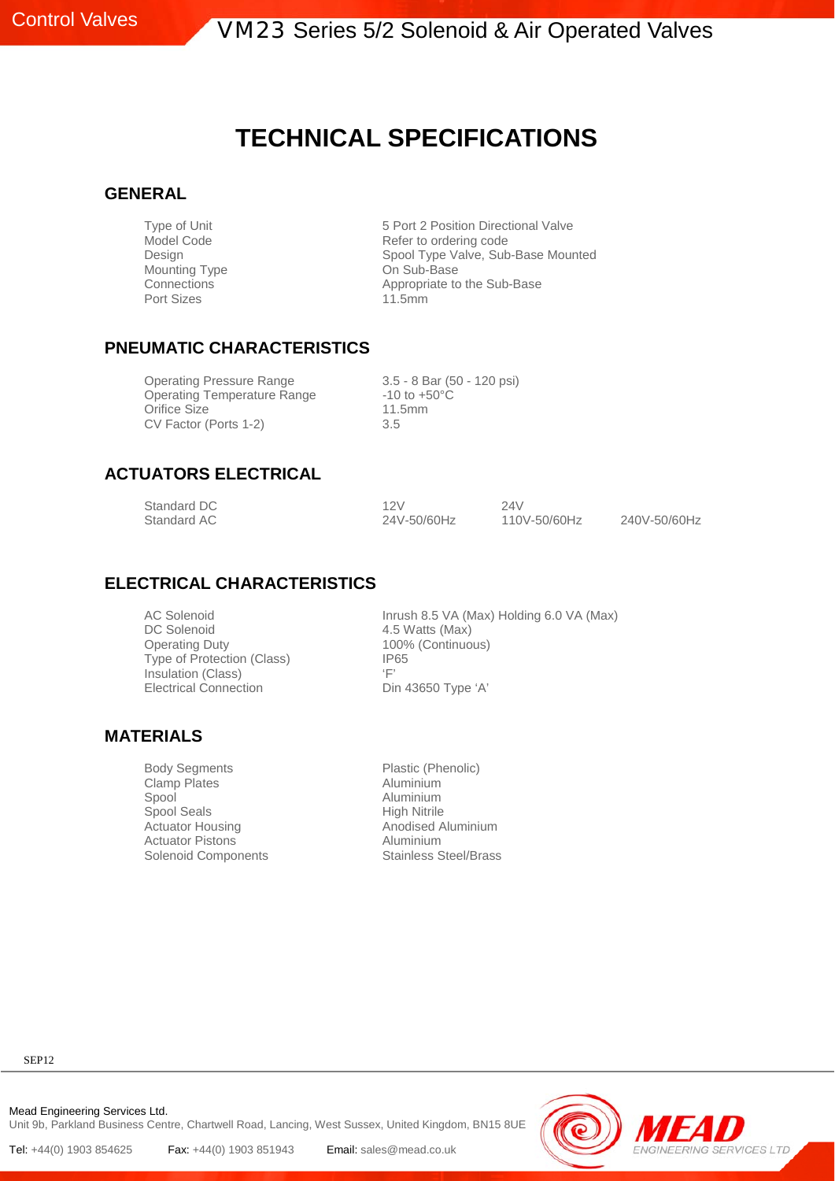# TECHNICAL SPECIFICATIONS

## GENERAL

| | |
|---|---|
| Type of Unit | 5 Port 2 Position Directional Valve |
| Model Code | Refer to ordering code |
| Design | Spool Type Valve, Sub-Base Mounted |
| Mounting Type | On Sub-Base |
| Connections | Appropriate to the Sub-Base |
| Port Sizes | 11.5mm |

## PNEUMATIC CHARACTERISTICS

| | |
|---|---|
| Operating Pressure Range | 3.5 - 8 Bar (50 - 120 psi) |
| Operating Temperature Range | -10 to +50°C |
| Orifice Size | 11.5mm |
| CV Factor (Ports 1-2) | 3.5 |

## ACTUATORS ELECTRICAL

| | | | |
|---|---|---|---|
| Standard DC | 12V | 24V | |
| Standard AC | 24V-50/60Hz | 110V-50/60Hz | 240V-50/60Hz |

## ELECTRICAL CHARACTERISTICS

| | |
|---|---|
| AC Solenoid | Inrush 8.5 VA (Max) Holding 6.0 VA (Max) |
| DC Solenoid | 4.5 Watts (Max) |
| Operating Duty | 100% (Continuous) |
| Type of Protection (Class) | IP65 |
| Insulation (Class) | 'F' |
| Electrical Connection | Din 43650 Type 'A' |

## MATERIALS

| | |
|---|---|
| Body Segments | Plastic (Phenolic) |
| Clamp Plates | Aluminium |
| Spool | Aluminium |
| Spool Seals | High Nitrile |
| Actuator Housing | Anodised Aluminium |
| Actuator Pistons | Aluminium |
| Solenoid Components | Stainless Steel/Brass |

SEP12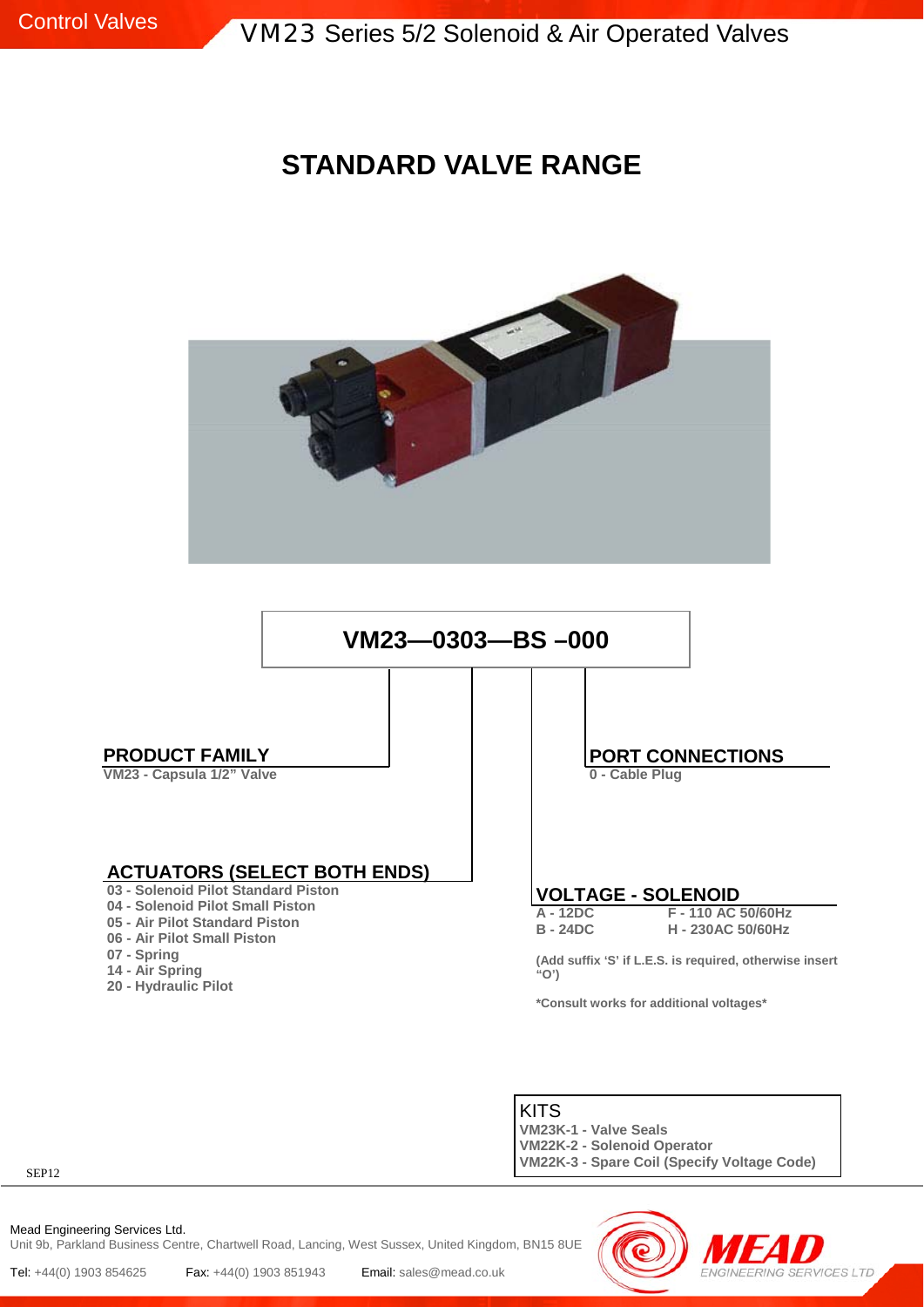## STANDARD VALVE RANGE

**VM23—0303—BS –000**

**PRODUCT FAMILY**

**VM23 - Capsula 1/2" Valve**

**ACTUATORS (SELECT BOTH ENDS)**

- **03 - Solenoid Pilot Standard Piston**
- **04 - Solenoid Pilot Small Piston**
- **05 - Air Pilot Standard Piston**
- **06 - Air Pilot Small Piston**
- **07 - Spring**
- **14 - Air Spring**
- **20 - Hydraulic Pilot**

**PORT CONNECTIONS**

**0 - Cable Plug**

**VOLTAGE - SOLENOID**

| | |
|---|---|
| **A - 12DC** | **F - 110 AC 50/60Hz** |
| **B - 24DC** | **H - 230AC 50/60Hz** |

**(Add suffix 'S' if L.E.S. is required, otherwise insert "O')**

**\*Consult works for additional voltages\***

KITS

**VM23K-1 - Valve Seals**
**VM22K-2 - Solenoid Operator**
**VM22K-3 - Spare Coil (Specify Voltage Code)**

SEP12

Mead Engineering Services Ltd.
Unit 9b, Parkland Business Centre, Chartwell Road, Lancing, West Sussex, United Kingdom, BN15 8UE

Tel: +44(0) 1903 854625 Fax: +44(0) 1903 851943 Email: sales@mead.co.uk